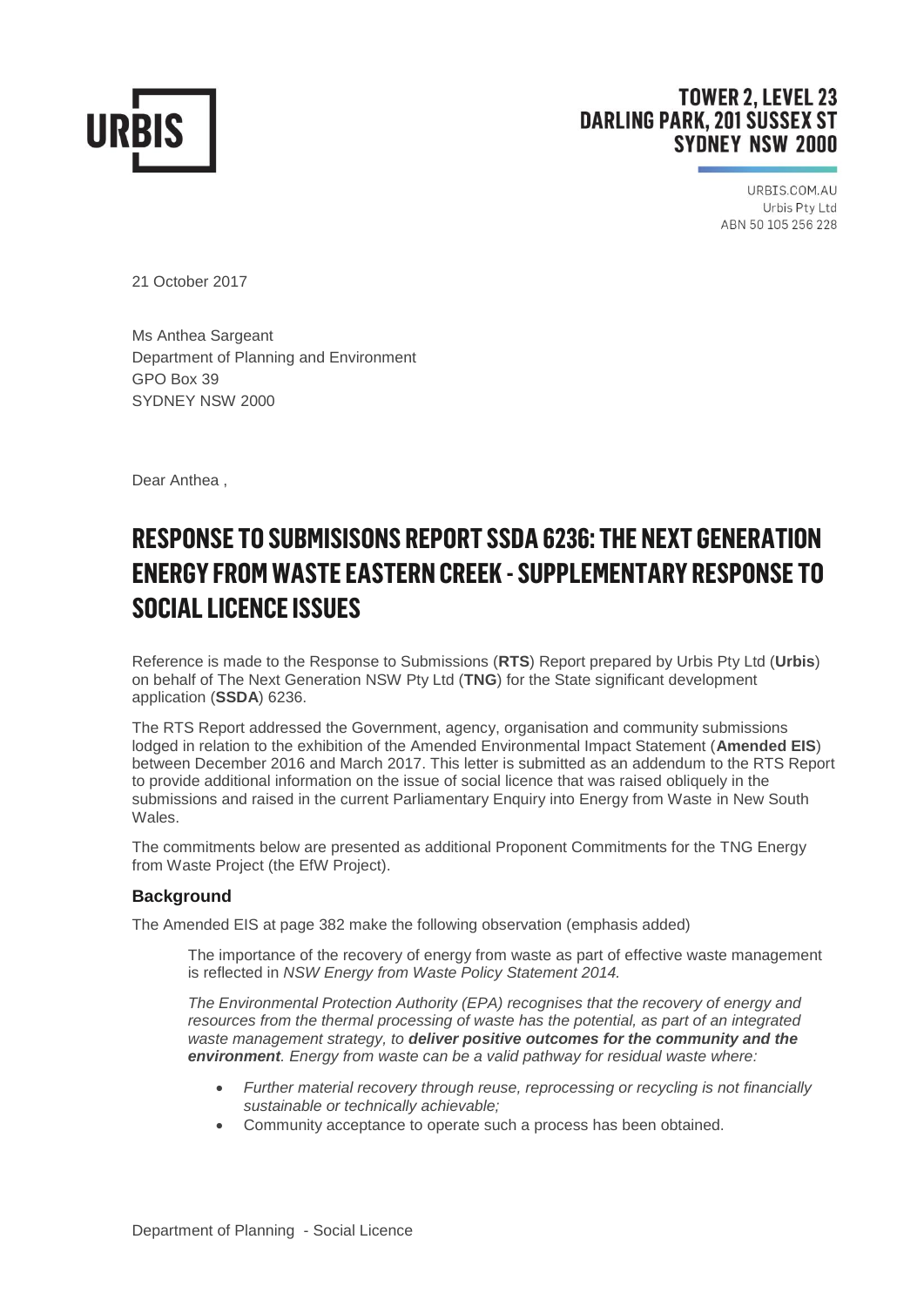**URBIS**

**TOWER 2, LEVEL 23**
**DARLING PARK, 201 SUSSEX ST**
**SYDNEY NSW 2000**

URBIS.COM.AU
Urbis Pty Ltd
ABN 50 105 256 228

21 October 2017

Ms Anthea Sargeant
Department of Planning and Environment
GPO Box 39
SYDNEY NSW 2000

Dear Anthea ,

# RESPONSE TO SUBMISISONS REPORT SSDA 6236: THE NEXT GENERATION ENERGY FROM WASTE EASTERN CREEK - SUPPLEMENTARY RESPONSE TO SOCIAL LICENCE ISSUES

Reference is made to the Response to Submissions (**RTS**) Report prepared by Urbis Pty Ltd (**Urbis**) on behalf of The Next Generation NSW Pty Ltd (**TNG**) for the State significant development application (**SSDA**) 6236.

The RTS Report addressed the Government, agency, organisation and community submissions lodged in relation to the exhibition of the Amended Environmental Impact Statement (**Amended EIS**) between December 2016 and March 2017. This letter is submitted as an addendum to the RTS Report to provide additional information on the issue of social licence that was raised obliquely in the submissions and raised in the current Parliamentary Enquiry into Energy from Waste in New South Wales.

The commitments below are presented as additional Proponent Commitments for the TNG Energy from Waste Project (the EfW Project).

### Background

The Amended EIS at page 382 make the following observation (emphasis added)

> The importance of the recovery of energy from waste as part of effective waste management is reflected in *NSW Energy from Waste Policy Statement 2014.*
>
> *The Environmental Protection Authority (EPA) recognises that the recovery of energy and resources from the thermal processing of waste has the potential, as part of an integrated waste management strategy, to* ***deliver positive outcomes for the community and the environment****. Energy from waste can be a valid pathway for residual waste where:*
>
> - *Further material recovery through reuse, reprocessing or recycling is not financially sustainable or technically achievable;*
> - Community acceptance to operate such a process has been obtained.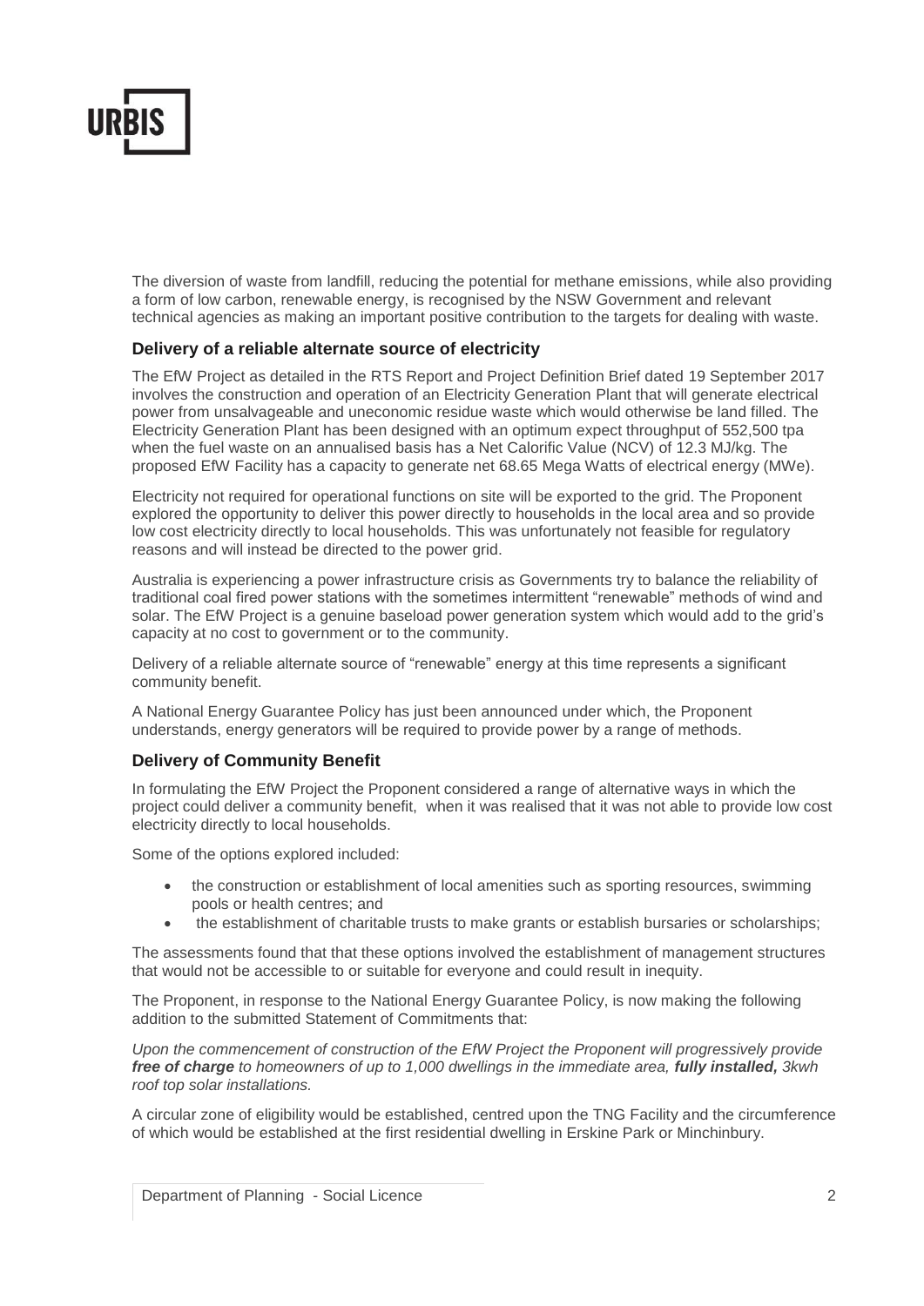The diversion of waste from landfill, reducing the potential for methane emissions, while also providing a form of low carbon, renewable energy, is recognised by the NSW Government and relevant technical agencies as making an important positive contribution to the targets for dealing with waste.

### Delivery of a reliable alternate source of electricity

The EfW Project as detailed in the RTS Report and Project Definition Brief dated 19 September 2017 involves the construction and operation of an Electricity Generation Plant that will generate electrical power from unsalvageable and uneconomic residue waste which would otherwise be land filled. The Electricity Generation Plant has been designed with an optimum expect throughput of 552,500 tpa when the fuel waste on an annualised basis has a Net Calorific Value (NCV) of 12.3 MJ/kg. The proposed EfW Facility has a capacity to generate net 68.65 Mega Watts of electrical energy (MWe).

Electricity not required for operational functions on site will be exported to the grid. The Proponent explored the opportunity to deliver this power directly to households in the local area and so provide low cost electricity directly to local households. This was unfortunately not feasible for regulatory reasons and will instead be directed to the power grid.

Australia is experiencing a power infrastructure crisis as Governments try to balance the reliability of traditional coal fired power stations with the sometimes intermittent "renewable" methods of wind and solar. The EfW Project is a genuine baseload power generation system which would add to the grid's capacity at no cost to government or to the community.

Delivery of a reliable alternate source of "renewable" energy at this time represents a significant community benefit.

A National Energy Guarantee Policy has just been announced under which, the Proponent understands, energy generators will be required to provide power by a range of methods.

### Delivery of Community Benefit

In formulating the EfW Project the Proponent considered a range of alternative ways in which the project could deliver a community benefit, when it was realised that it was not able to provide low cost electricity directly to local households.

Some of the options explored included:

- the construction or establishment of local amenities such as sporting resources, swimming pools or health centres; and
- the establishment of charitable trusts to make grants or establish bursaries or scholarships;

The assessments found that that these options involved the establishment of management structures that would not be accessible to or suitable for everyone and could result in inequity.

The Proponent, in response to the National Energy Guarantee Policy, is now making the following addition to the submitted Statement of Commitments that:

*Upon the commencement of construction of the EfW Project the Proponent will progressively provide **free of charge** to homeowners of up to 1,000 dwellings in the immediate area, **fully installed,** 3kwh roof top solar installations.*

A circular zone of eligibility would be established, centred upon the TNG Facility and the circumference of which would be established at the first residential dwelling in Erskine Park or Minchinbury.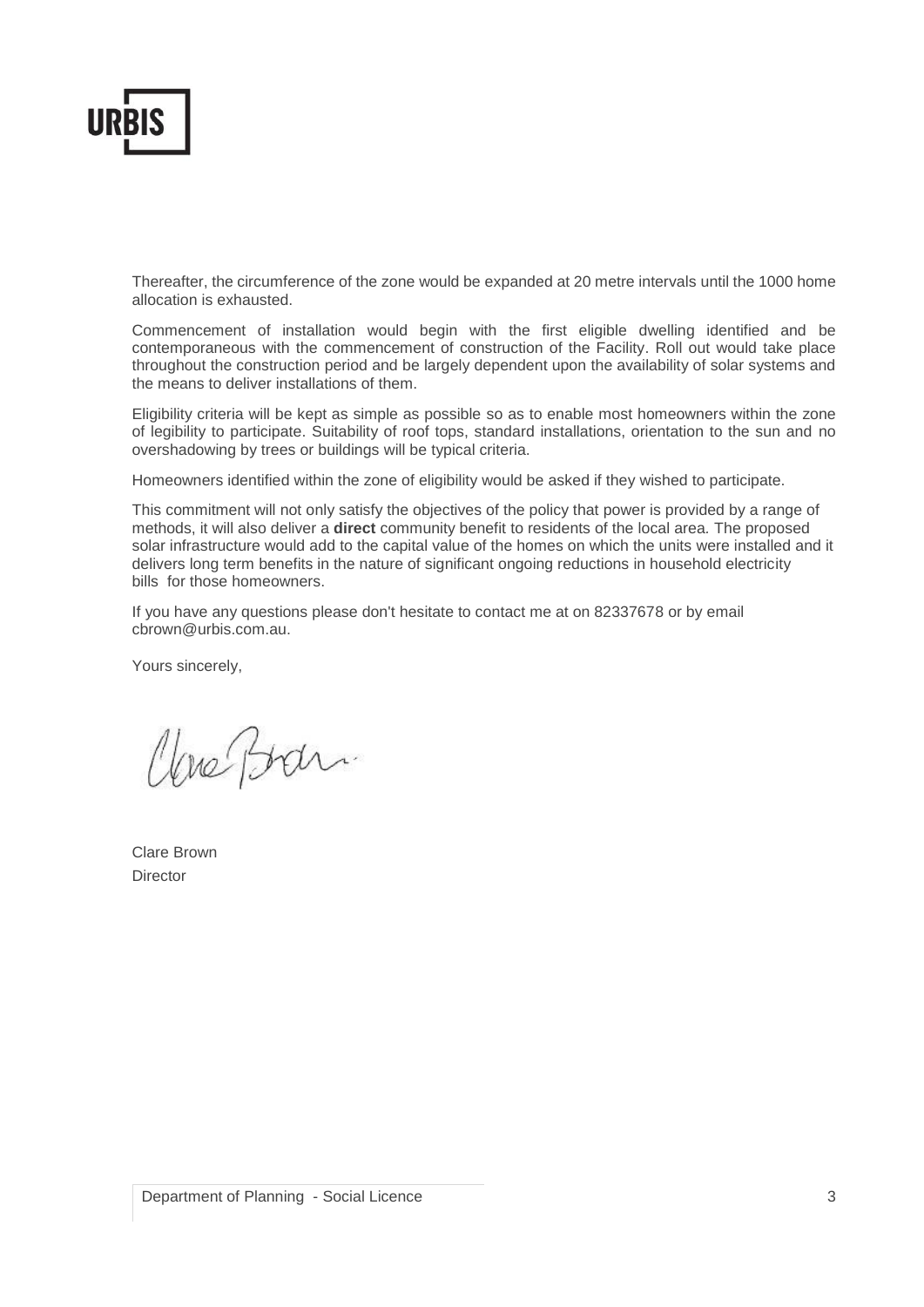Thereafter, the circumference of the zone would be expanded at 20 metre intervals until the 1000 home allocation is exhausted.

Commencement of installation would begin with the first eligible dwelling identified and be contemporaneous with the commencement of construction of the Facility. Roll out would take place throughout the construction period and be largely dependent upon the availability of solar systems and the means to deliver installations of them.

Eligibility criteria will be kept as simple as possible so as to enable most homeowners within the zone of legibility to participate. Suitability of roof tops, standard installations, orientation to the sun and no overshadowing by trees or buildings will be typical criteria.

Homeowners identified within the zone of eligibility would be asked if they wished to participate.

This commitment will not only satisfy the objectives of the policy that power is provided by a range of methods, it will also deliver a **direct** community benefit to residents of the local area. The proposed solar infrastructure would add to the capital value of the homes on which the units were installed and it delivers long term benefits in the nature of significant ongoing reductions in household electricity bills for those homeowners.

If you have any questions please don't hesitate to contact me at on 82337678 or by email cbrown@urbis.com.au.

Yours sincerely,

Clare Brown
Director